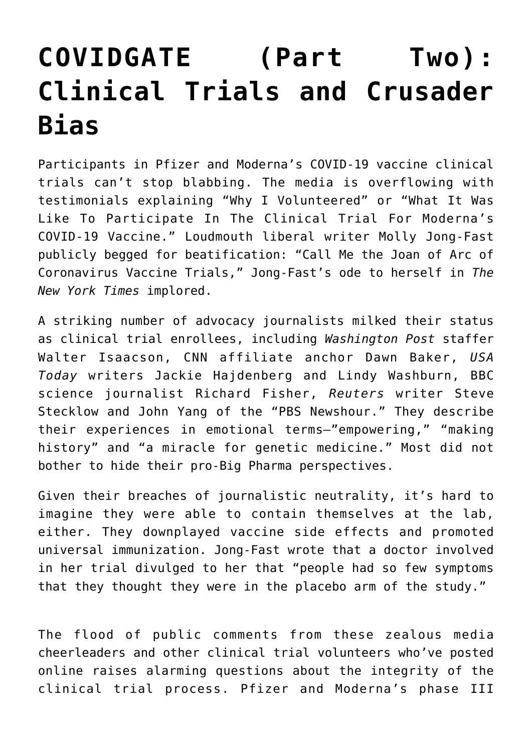# COVIDGATE (Part Two): Clinical Trials and Crusader Bias

Participants in Pfizer and Moderna's COVID-19 vaccine clinical trials can't stop blabbing. The media is overflowing with testimonials explaining "Why I Volunteered" or "What It Was Like To Participate In The Clinical Trial For Moderna's COVID-19 Vaccine." Loudmouth liberal writer Molly Jong-Fast publicly begged for beatification: "Call Me the Joan of Arc of Coronavirus Vaccine Trials," Jong-Fast's ode to herself in *The New York Times* implored.

A striking number of advocacy journalists milked their status as clinical trial enrollees, including *Washington Post* staffer Walter Isaacson, CNN affiliate anchor Dawn Baker, *USA Today* writers Jackie Hajdenberg and Lindy Washburn, BBC science journalist Richard Fisher, *Reuters* writer Steve Stecklow and John Yang of the "PBS Newshour." They describe their experiences in emotional terms—"empowering," "making history" and "a miracle for genetic medicine." Most did not bother to hide their pro-Big Pharma perspectives.

Given their breaches of journalistic neutrality, it's hard to imagine they were able to contain themselves at the lab, either. They downplayed vaccine side effects and promoted universal immunization. Jong-Fast wrote that a doctor involved in her trial divulged to her that "people had so few symptoms that they thought they were in the placebo arm of the study."

The flood of public comments from these zealous media cheerleaders and other clinical trial volunteers who've posted online raises alarming questions about the integrity of the clinical trial process. Pfizer and Moderna's phase III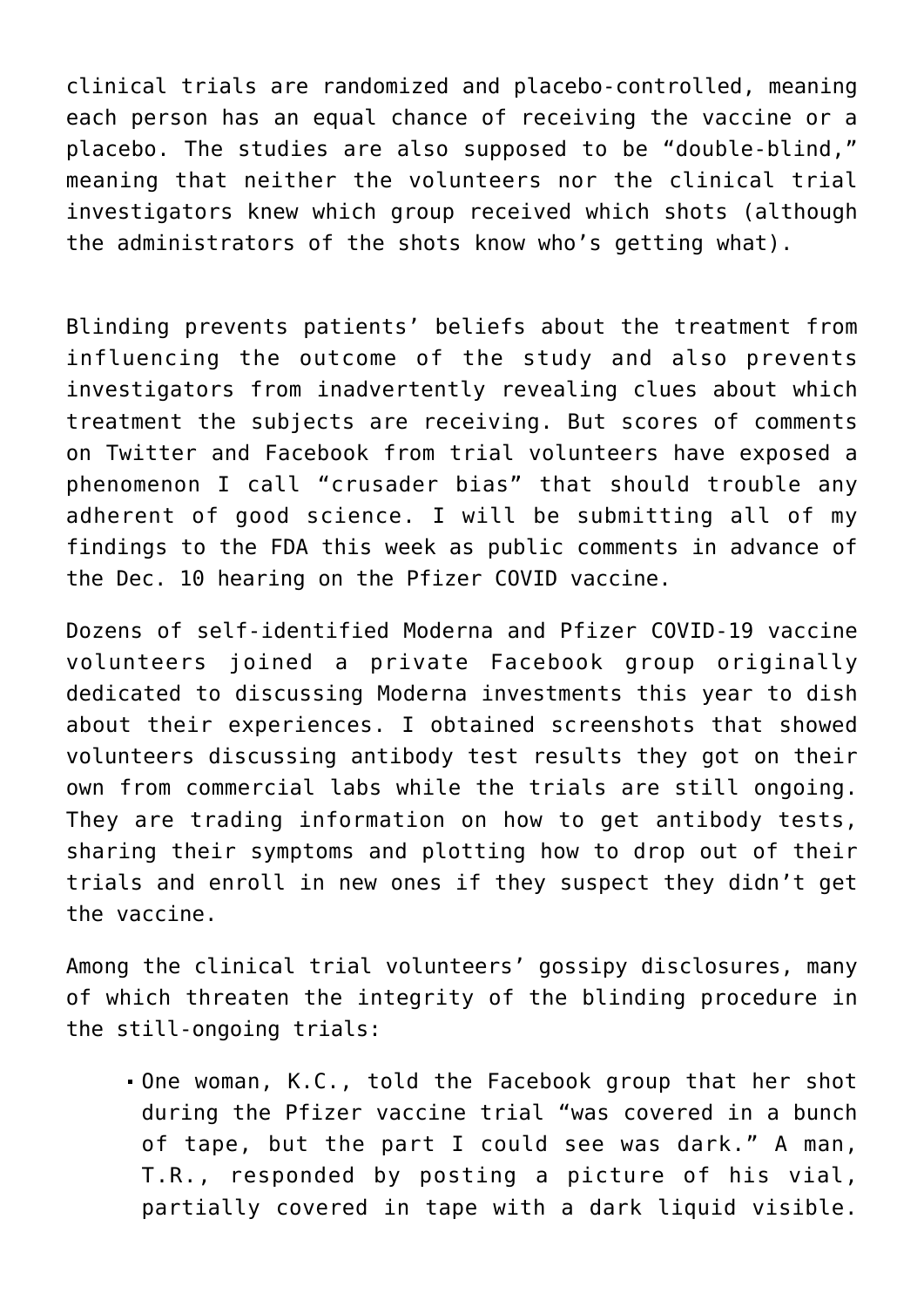clinical trials are randomized and placebo-controlled, meaning each person has an equal chance of receiving the vaccine or a placebo. The studies are also supposed to be "double-blind," meaning that neither the volunteers nor the clinical trial investigators knew which group received which shots (although the administrators of the shots know who's getting what).

Blinding prevents patients' beliefs about the treatment from influencing the outcome of the study and also prevents investigators from inadvertently revealing clues about which treatment the subjects are receiving. But scores of comments on Twitter and Facebook from trial volunteers have exposed a phenomenon I call "crusader bias" that should trouble any adherent of good science. I will be submitting all of my findings to the FDA this week as public comments in advance of the Dec. 10 hearing on the Pfizer COVID vaccine.

Dozens of self-identified Moderna and Pfizer COVID-19 vaccine volunteers joined a private Facebook group originally dedicated to discussing Moderna investments this year to dish about their experiences. I obtained screenshots that showed volunteers discussing antibody test results they got on their own from commercial labs while the trials are still ongoing. They are trading information on how to get antibody tests, sharing their symptoms and plotting how to drop out of their trials and enroll in new ones if they suspect they didn't get the vaccine.

Among the clinical trial volunteers' gossipy disclosures, many of which threaten the integrity of the blinding procedure in the still-ongoing trials:

- One woman, K.C., told the Facebook group that her shot during the Pfizer vaccine trial "was covered in a bunch of tape, but the part I could see was dark." A man, T.R., responded by posting a picture of his vial, partially covered in tape with a dark liquid visible.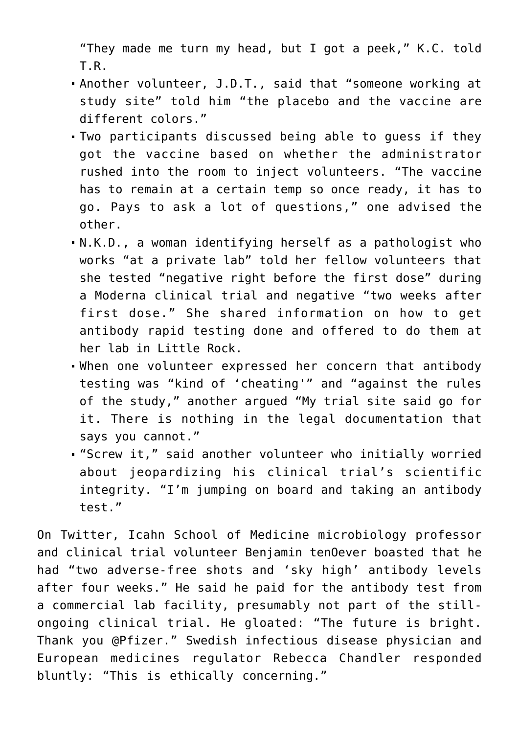“They made me turn my head, but I got a peek,” K.C. told T.R.

- Another volunteer, J.D.T., said that “someone working at study site” told him “the placebo and the vaccine are different colors.”
- Two participants discussed being able to guess if they got the vaccine based on whether the administrator rushed into the room to inject volunteers. “The vaccine has to remain at a certain temp so once ready, it has to go. Pays to ask a lot of questions,” one advised the other.
- N.K.D., a woman identifying herself as a pathologist who works “at a private lab” told her fellow volunteers that she tested “negative right before the first dose” during a Moderna clinical trial and negative “two weeks after first dose.” She shared information on how to get antibody rapid testing done and offered to do them at her lab in Little Rock.
- When one volunteer expressed her concern that antibody testing was “kind of ‘cheating'” and “against the rules of the study,” another argued “My trial site said go for it. There is nothing in the legal documentation that says you cannot.”
- “Screw it,” said another volunteer who initially worried about jeopardizing his clinical trial’s scientific integrity. “I’m jumping on board and taking an antibody test.”

On Twitter, Icahn School of Medicine microbiology professor and clinical trial volunteer Benjamin tenOever boasted that he had “two adverse-free shots and ‘sky high’ antibody levels after four weeks.” He said he paid for the antibody test from a commercial lab facility, presumably not part of the still-ongoing clinical trial. He gloated: “The future is bright. Thank you @Pfizer.” Swedish infectious disease physician and European medicines regulator Rebecca Chandler responded bluntly: “This is ethically concerning.”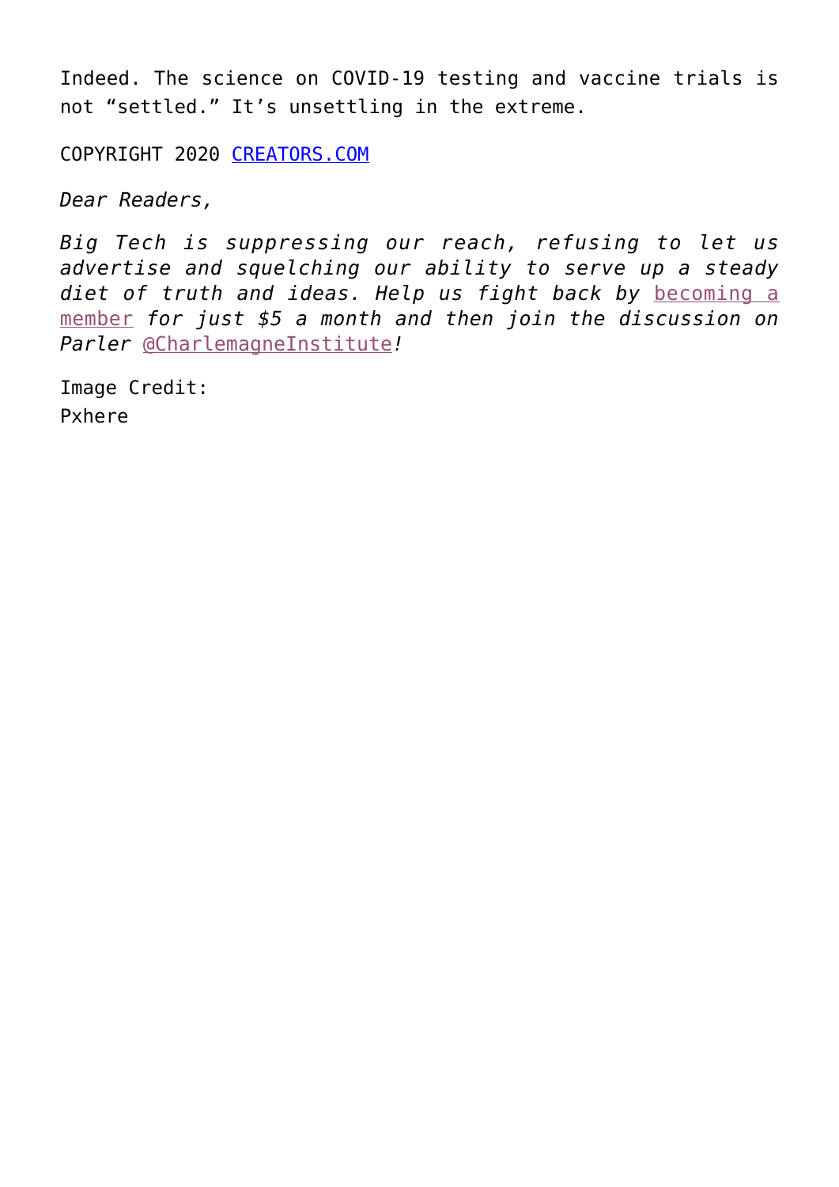Indeed. The science on COVID-19 testing and vaccine trials is not "settled." It's unsettling in the extreme.

COPYRIGHT 2020 CREATORS.COM

*Dear Readers,*

*Big Tech is suppressing our reach, refusing to let us advertise and squelching our ability to serve up a steady diet of truth and ideas. Help us fight back by* becoming a member *for just $5 a month and then join the discussion on Parler* @CharlemagneInstitute*!*

Image Credit:
Pxhere